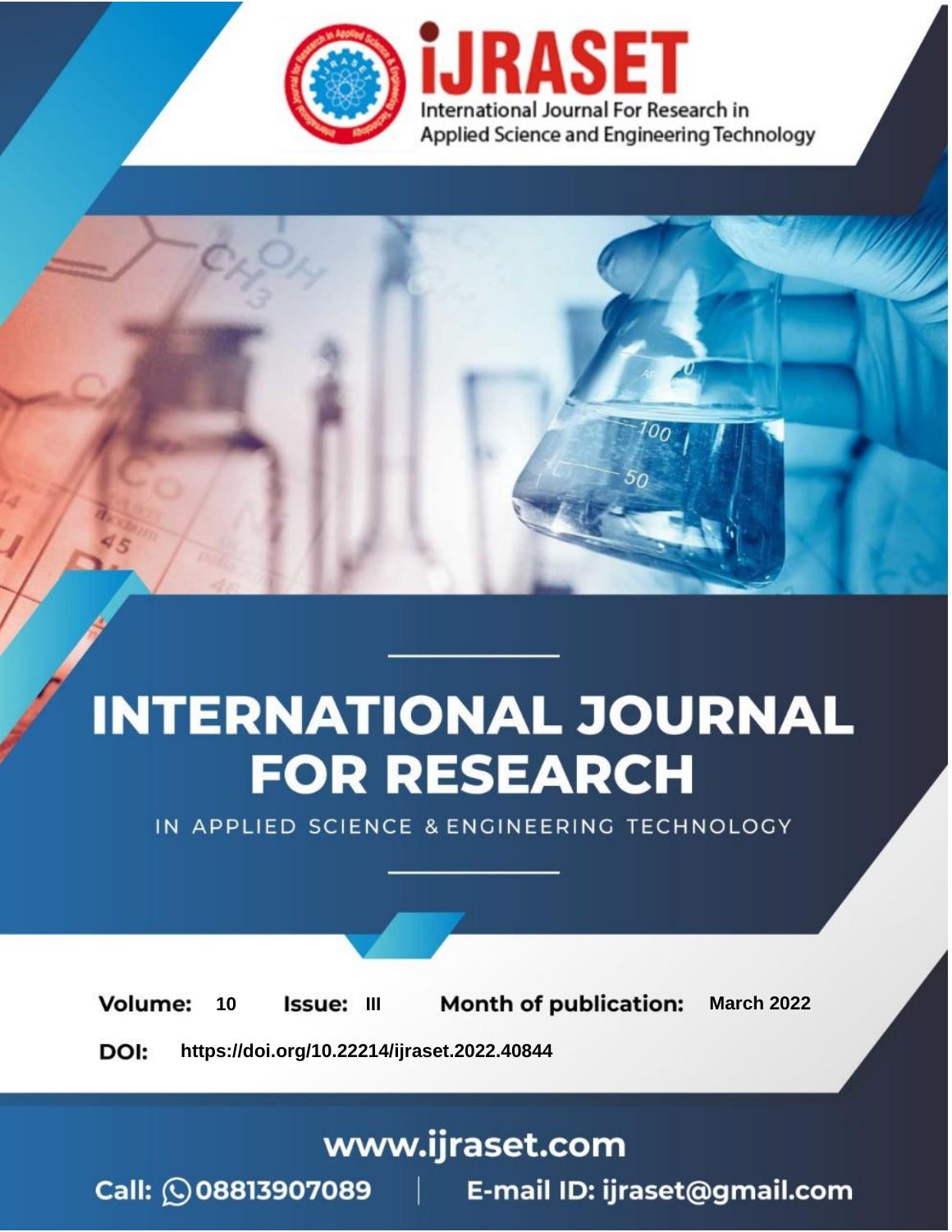iJRASET

International Journal For Research in Applied Science and Engineering Technology

# INTERNATIONAL JOURNAL FOR RESEARCH

IN APPLIED SCIENCE & ENGINEERING TECHNOLOGY

**Volume:** 10 **Issue:** III **Month of publication:** March 2022

**DOI:** https://doi.org/10.22214/ijraset.2022.40844

www.ijraset.com

Call: 08813907089 | E-mail ID: ijraset@gmail.com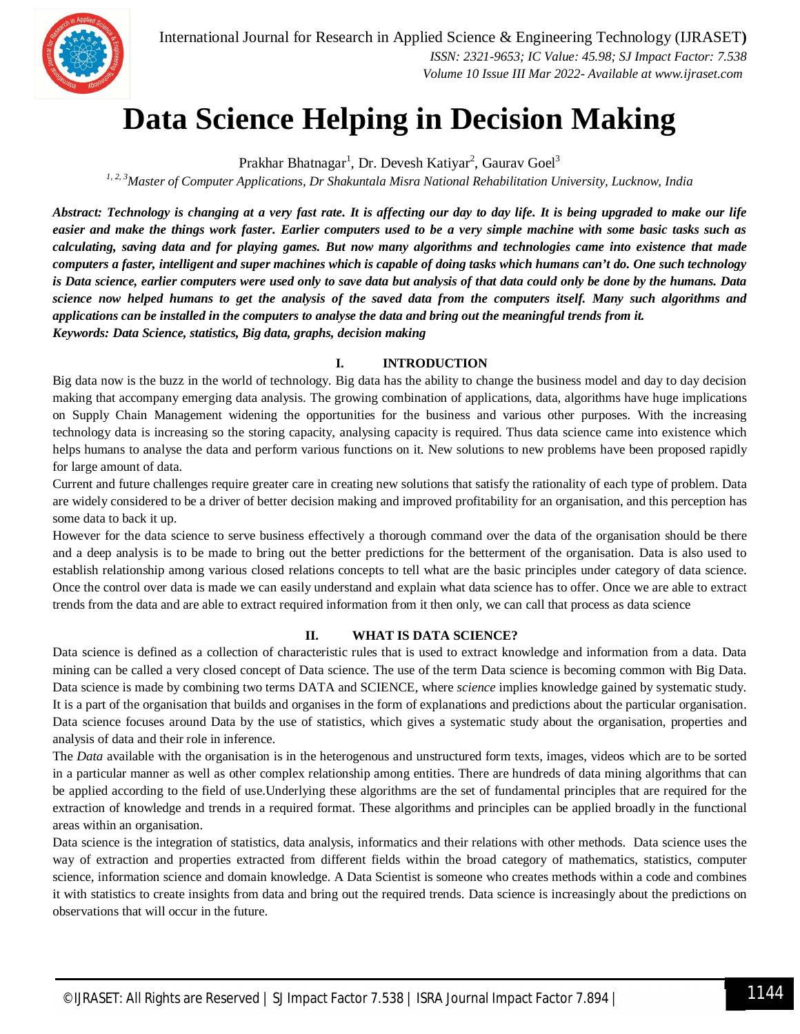# Data Science Helping in Decision Making

Prakhar Bhatnagar[1], Dr. Devesh Katiyar[2], Gaurav Goel[3]

[1, 2, 3]*Master of Computer Applications, Dr Shakuntala Misra National Rehabilitation University, Lucknow, India*

***Abstract: Technology is changing at a very fast rate. It is affecting our day to day life. It is being upgraded to make our life easier and make the things work faster. Earlier computers used to be a very simple machine with some basic tasks such as calculating, saving data and for playing games. But now many algorithms and technologies came into existence that made computers a faster, intelligent and super machines which is capable of doing tasks which humans can't do. One such technology is Data science, earlier computers were used only to save data but analysis of that data could only be done by the humans. Data science now helped humans to get the analysis of the saved data from the computers itself. Many such algorithms and applications can be installed in the computers to analyse the data and bring out the meaningful trends from it.***

***Keywords: Data Science, statistics, Big data, graphs, decision making***

## I. INTRODUCTION

Big data now is the buzz in the world of technology. Big data has the ability to change the business model and day to day decision making that accompany emerging data analysis. The growing combination of applications, data, algorithms have huge implications on Supply Chain Management widening the opportunities for the business and various other purposes. With the increasing technology data is increasing so the storing capacity, analysing capacity is required. Thus data science came into existence which helps humans to analyse the data and perform various functions on it. New solutions to new problems have been proposed rapidly for large amount of data.

Current and future challenges require greater care in creating new solutions that satisfy the rationality of each type of problem. Data are widely considered to be a driver of better decision making and improved profitability for an organisation, and this perception has some data to back it up.

However for the data science to serve business effectively a thorough command over the data of the organisation should be there and a deep analysis is to be made to bring out the better predictions for the betterment of the organisation. Data is also used to establish relationship among various closed relations concepts to tell what are the basic principles under category of data science. Once the control over data is made we can easily understand and explain what data science has to offer. Once we are able to extract trends from the data and are able to extract required information from it then only, we can call that process as data science

## II. WHAT IS DATA SCIENCE?

Data science is defined as a collection of characteristic rules that is used to extract knowledge and information from a data. Data mining can be called a very closed concept of Data science. The use of the term Data science is becoming common with Big Data. Data science is made by combining two terms DATA and SCIENCE, where *science* implies knowledge gained by systematic study. It is a part of the organisation that builds and organises in the form of explanations and predictions about the particular organisation. Data science focuses around Data by the use of statistics, which gives a systematic study about the organisation, properties and analysis of data and their role in inference.

The *Data* available with the organisation is in the heterogenous and unstructured form texts, images, videos which are to be sorted in a particular manner as well as other complex relationship among entities. There are hundreds of data mining algorithms that can be applied according to the field of use.Underlying these algorithms are the set of fundamental principles that are required for the extraction of knowledge and trends in a required format. These algorithms and principles can be applied broadly in the functional areas within an organisation.

Data science is the integration of statistics, data analysis, informatics and their relations with other methods. Data science uses the way of extraction and properties extracted from different fields within the broad category of mathematics, statistics, computer science, information science and domain knowledge. A Data Scientist is someone who creates methods within a code and combines it with statistics to create insights from data and bring out the required trends. Data science is increasingly about the predictions on observations that will occur in the future.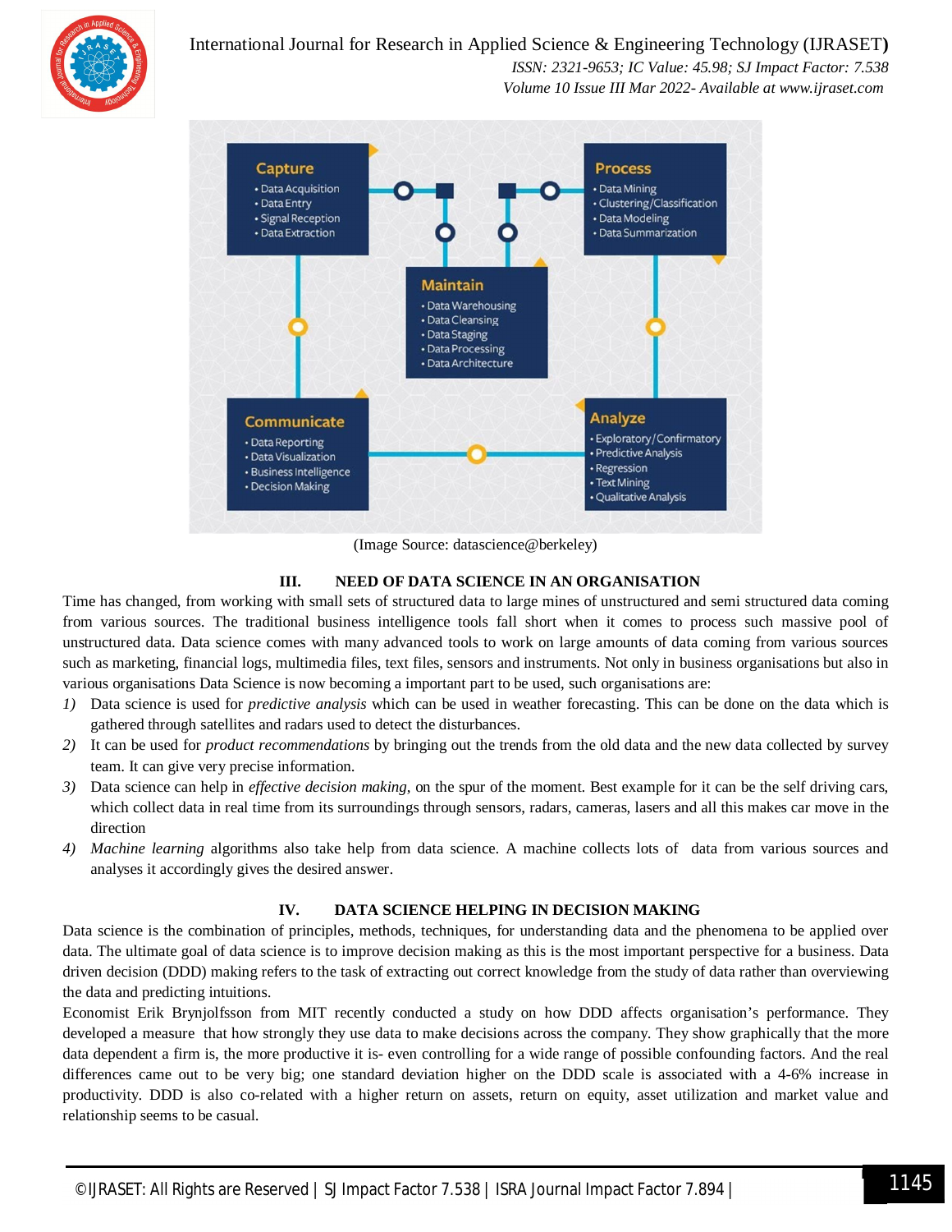Capture
- Data Acquisition
- Data Entry
- Signal Reception
- Data Extraction

Process
- Data Mining
- Clustering/Classification
- Data Modeling
- Data Summarization

Maintain
- Data Warehousing
- Data Cleansing
- Data Staging
- Data Processing
- Data Architecture

Communicate
- Data Reporting
- Data Visualization
- Business Intelligence
- Decision Making

Analyze
- Exploratory/Confirmatory
- Predictive Analysis
- Regression
- Text Mining
- Qualitative Analysis

(Image Source: datascience@berkeley)

## III. NEED OF DATA SCIENCE IN AN ORGANISATION

Time has changed, from working with small sets of structured data to large mines of unstructured and semi structured data coming from various sources. The traditional business intelligence tools fall short when it comes to process such massive pool of unstructured data. Data science comes with many advanced tools to work on large amounts of data coming from various sources such as marketing, financial logs, multimedia files, text files, sensors and instruments. Not only in business organisations but also in various organisations Data Science is now becoming a important part to be used, such organisations are:

1) Data science is used for *predictive analysis* which can be used in weather forecasting. This can be done on the data which is gathered through satellites and radars used to detect the disturbances.
2) It can be used for *product recommendations* by bringing out the trends from the old data and the new data collected by survey team. It can give very precise information.
3) Data science can help in *effective decision making*, on the spur of the moment. Best example for it can be the self driving cars, which collect data in real time from its surroundings through sensors, radars, cameras, lasers and all this makes car move in the direction
4) *Machine learning* algorithms also take help from data science. A machine collects lots of data from various sources and analyses it accordingly gives the desired answer.

## IV. DATA SCIENCE HELPING IN DECISION MAKING

Data science is the combination of principles, methods, techniques, for understanding data and the phenomena to be applied over data. The ultimate goal of data science is to improve decision making as this is the most important perspective for a business. Data driven decision (DDD) making refers to the task of extracting out correct knowledge from the study of data rather than overviewing the data and predicting intuitions.

Economist Erik Brynjolfsson from MIT recently conducted a study on how DDD affects organisation's performance. They developed a measure that how strongly they use data to make decisions across the company. They show graphically that the more data dependent a firm is, the more productive it is- even controlling for a wide range of possible confounding factors. And the real differences came out to be very big; one standard deviation higher on the DDD scale is associated with a 4-6% increase in productivity. DDD is also co-related with a higher return on assets, return on equity, asset utilization and market value and relationship seems to be casual.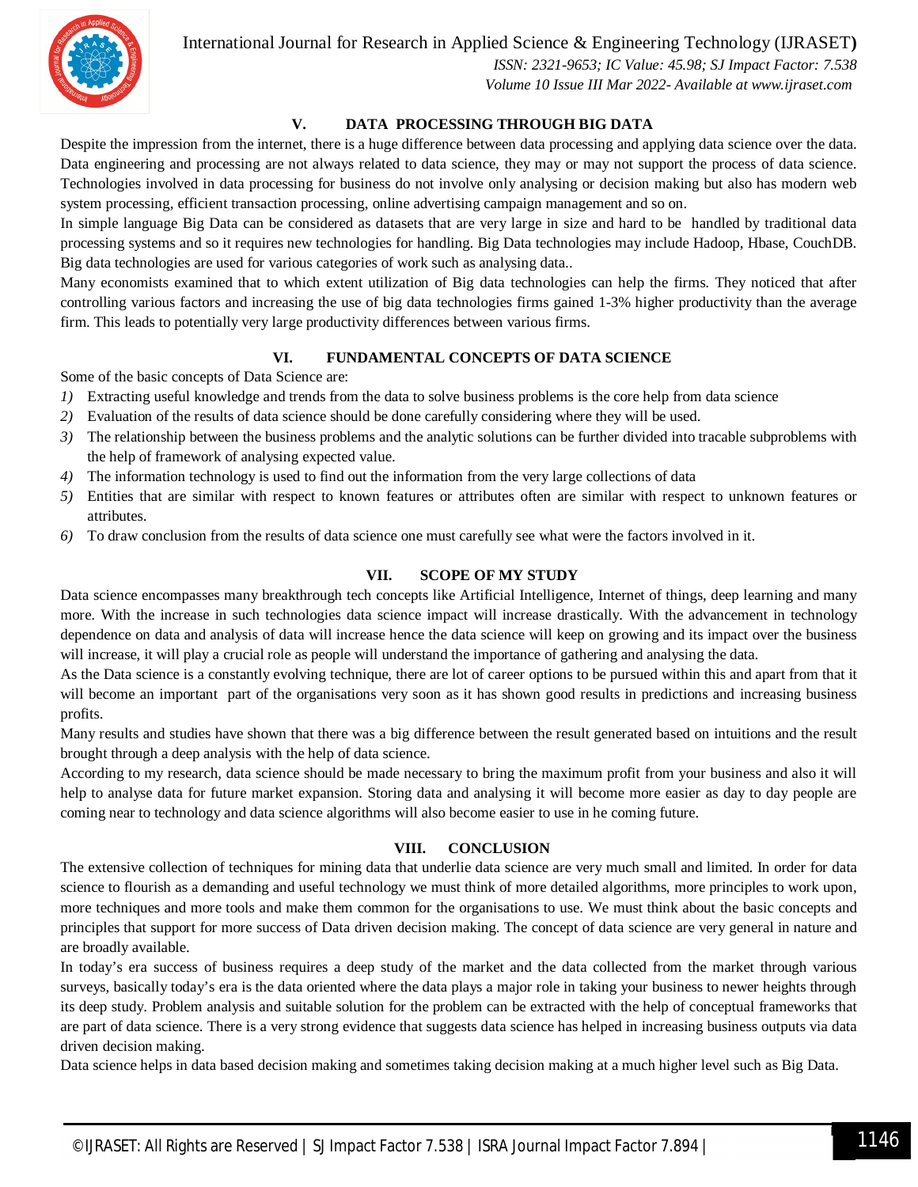## V. DATA PROCESSING THROUGH BIG DATA

Despite the impression from the internet, there is a huge difference between data processing and applying data science over the data. Data engineering and processing are not always related to data science, they may or may not support the process of data science. Technologies involved in data processing for business do not involve only analysing or decision making but also has modern web system processing, efficient transaction processing, online advertising campaign management and so on.

In simple language Big Data can be considered as datasets that are very large in size and hard to be handled by traditional data processing systems and so it requires new technologies for handling. Big Data technologies may include Hadoop, Hbase, CouchDB. Big data technologies are used for various categories of work such as analysing data..

Many economists examined that to which extent utilization of Big data technologies can help the firms. They noticed that after controlling various factors and increasing the use of big data technologies firms gained 1-3% higher productivity than the average firm. This leads to potentially very large productivity differences between various firms.

## VI. FUNDAMENTAL CONCEPTS OF DATA SCIENCE

Some of the basic concepts of Data Science are:

1) Extracting useful knowledge and trends from the data to solve business problems is the core help from data science
2) Evaluation of the results of data science should be done carefully considering where they will be used.
3) The relationship between the business problems and the analytic solutions can be further divided into tracable subproblems with the help of framework of analysing expected value.
4) The information technology is used to find out the information from the very large collections of data
5) Entities that are similar with respect to known features or attributes often are similar with respect to unknown features or attributes.
6) To draw conclusion from the results of data science one must carefully see what were the factors involved in it.

## VII. SCOPE OF MY STUDY

Data science encompasses many breakthrough tech concepts like Artificial Intelligence, Internet of things, deep learning and many more. With the increase in such technologies data science impact will increase drastically. With the advancement in technology dependence on data and analysis of data will increase hence the data science will keep on growing and its impact over the business will increase, it will play a crucial role as people will understand the importance of gathering and analysing the data.

As the Data science is a constantly evolving technique, there are lot of career options to be pursued within this and apart from that it will become an important part of the organisations very soon as it has shown good results in predictions and increasing business profits.

Many results and studies have shown that there was a big difference between the result generated based on intuitions and the result brought through a deep analysis with the help of data science.

According to my research, data science should be made necessary to bring the maximum profit from your business and also it will help to analyse data for future market expansion. Storing data and analysing it will become more easier as day to day people are coming near to technology and data science algorithms will also become easier to use in he coming future.

## VIII. CONCLUSION

The extensive collection of techniques for mining data that underlie data science are very much small and limited. In order for data science to flourish as a demanding and useful technology we must think of more detailed algorithms, more principles to work upon, more techniques and more tools and make them common for the organisations to use. We must think about the basic concepts and principles that support for more success of Data driven decision making. The concept of data science are very general in nature and are broadly available.

In today's era success of business requires a deep study of the market and the data collected from the market through various surveys, basically today's era is the data oriented where the data plays a major role in taking your business to newer heights through its deep study. Problem analysis and suitable solution for the problem can be extracted with the help of conceptual frameworks that are part of data science. There is a very strong evidence that suggests data science has helped in increasing business outputs via data driven decision making.

Data science helps in data based decision making and sometimes taking decision making at a much higher level such as Big Data.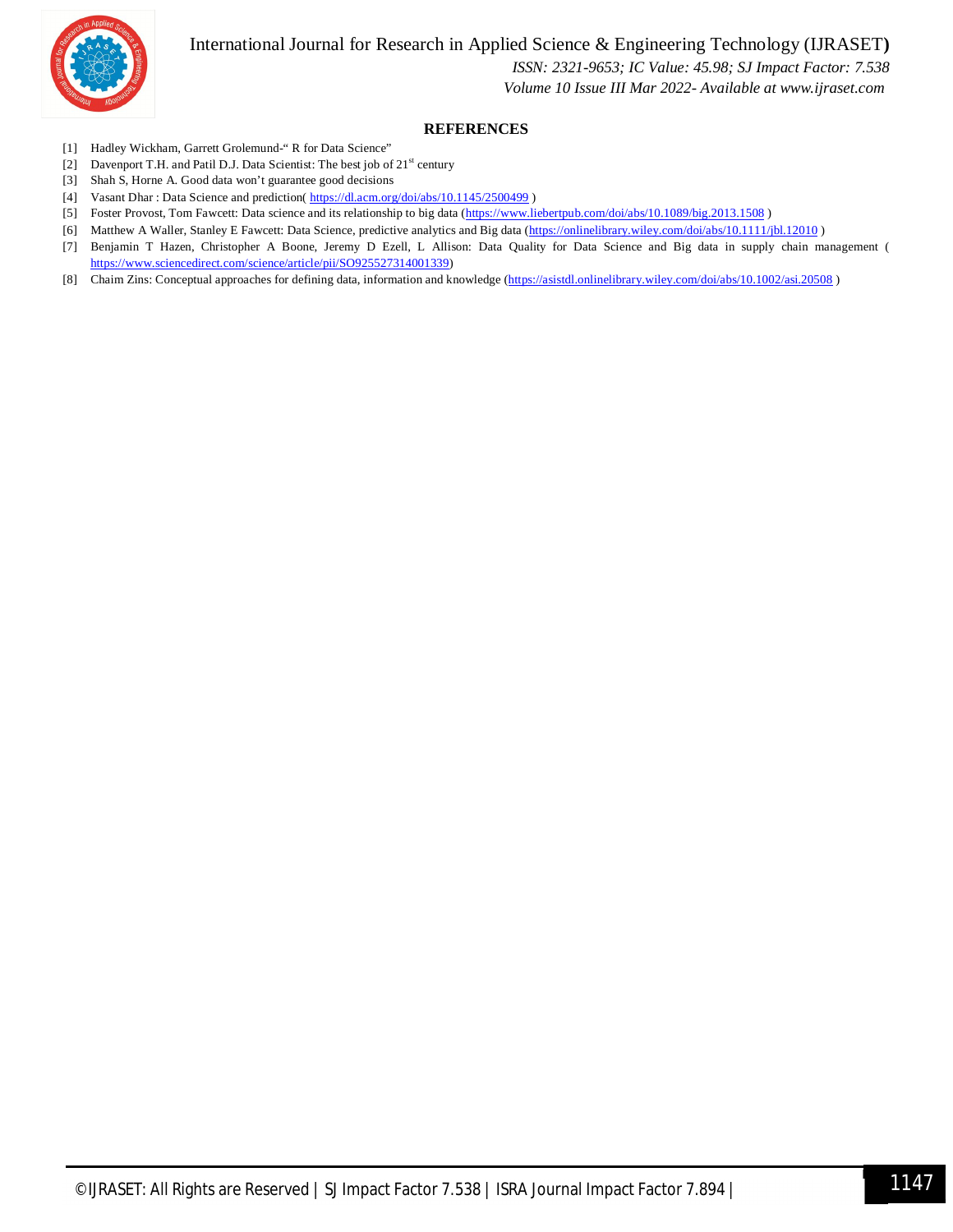## REFERENCES

[1] Hadley Wickham, Garrett Grolemund-“ R for Data Science”

[2] Davenport T.H. and Patil D.J. Data Scientist: The best job of 21$^{st}$ century

[3] Shah S, Horne A. Good data won’t guarantee good decisions

[4] Vasant Dhar : Data Science and prediction( https://dl.acm.org/doi/abs/10.1145/2500499 )

[5] Foster Provost, Tom Fawcett: Data science and its relationship to big data (https://www.liebertpub.com/doi/abs/10.1089/big.2013.1508 )

[6] Matthew A Waller, Stanley E Fawcett: Data Science, predictive analytics and Big data (https://onlinelibrary.wiley.com/doi/abs/10.1111/jbl.12010 )

[7] Benjamin T Hazen, Christopher A Boone, Jeremy D Ezell, L Allison: Data Quality for Data Science and Big data in supply chain management ( https://www.sciencedirect.com/science/article/pii/SO925527314001339)

[8] Chaim Zins: Conceptual approaches for defining data, information and knowledge (https://asistdl.onlinelibrary.wiley.com/doi/abs/10.1002/asi.20508 )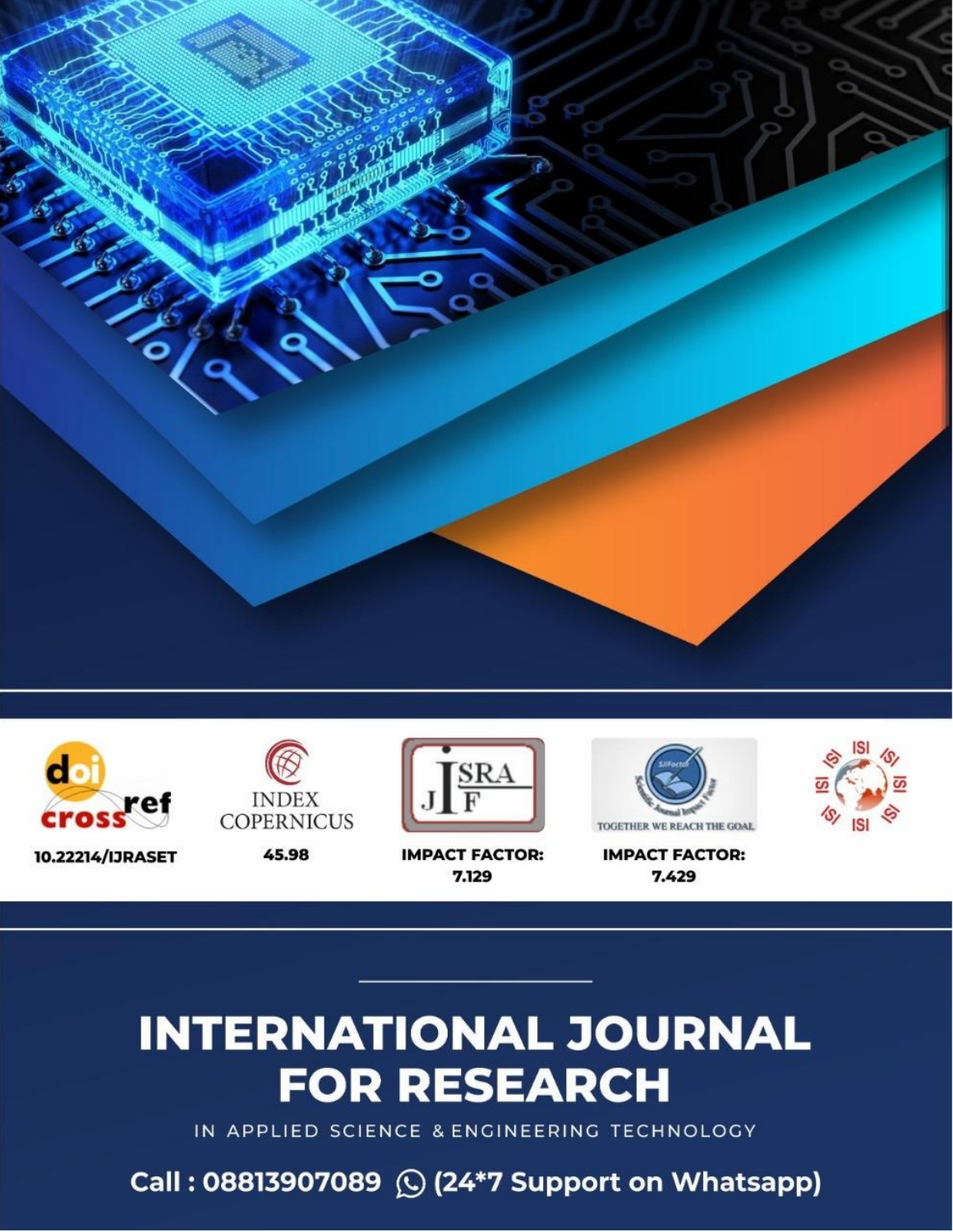10.22214/IJRASET

INDEX COPERNICUS

45.98

IMPACT FACTOR: 7.129

IMPACT FACTOR: 7.429

TOGETHER WE REACH THE GOAL

# INTERNATIONAL JOURNAL FOR RESEARCH

IN APPLIED SCIENCE & ENGINEERING TECHNOLOGY

Call : 08813907089 (24*7 Support on Whatsapp)